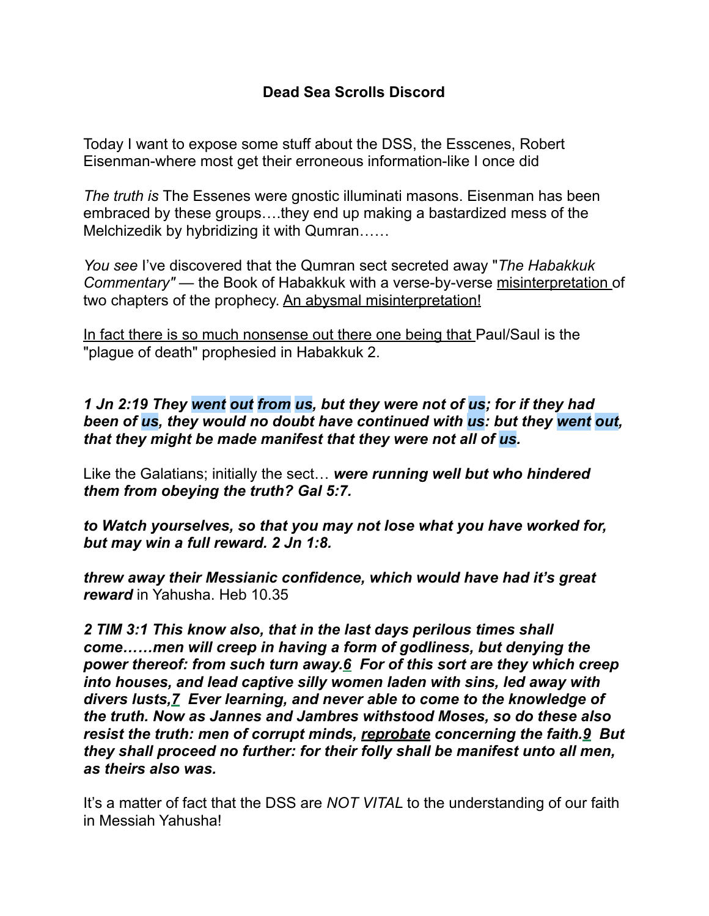# Dead Sea Scrolls Discord

Today I want to expose some stuff about the DSS, the Esscenes, Robert Eisenman-where most get their erroneous information-like I once did

*The truth is* The Essenes were gnostic illuminati masons. Eisenman has been embraced by these groups….they end up making a bastardized mess of the Melchizedik by hybridizing it with Qumran……

*You see* I've discovered that the Qumran sect secreted away "*The Habakkuk Commentary"* — the Book of Habakkuk with a verse-by-verse misinterpretation of two chapters of the prophecy. An abysmal misinterpretation!

In fact there is so much nonsense out there one being that Paul/Saul is the "plague of death" prophesied in Habakkuk 2.

***1 Jn 2:19 They went out from us, but they were not of us; for if they had been of us, they would no doubt have continued with us: but they went out, that they might be made manifest that they were not all of us.***

Like the Galatians; initially the sect… ***were running well but who hindered them from obeying the truth? Gal 5:7.***

***to Watch yourselves, so that you may not lose what you have worked for, but may win a full reward. 2 Jn 1:8.***

***threw away their Messianic confidence, which would have had it's great reward*** in Yahusha. Heb 10.35

***2 TIM 3:1 This know also, that in the last days perilous times shall come……men will creep in having a form of godliness, but denying the power thereof: from such turn away.6 For of this sort are they which creep into houses, and lead captive silly women laden with sins, led away with divers lusts,7 Ever learning, and never able to come to the knowledge of the truth. Now as Jannes and Jambres withstood Moses, so do these also resist the truth: men of corrupt minds, reprobate concerning the faith.9 But they shall proceed no further: for their folly shall be manifest unto all men, as theirs also was.***

It's a matter of fact that the DSS are *NOT VITAL* to the understanding of our faith in Messiah Yahusha!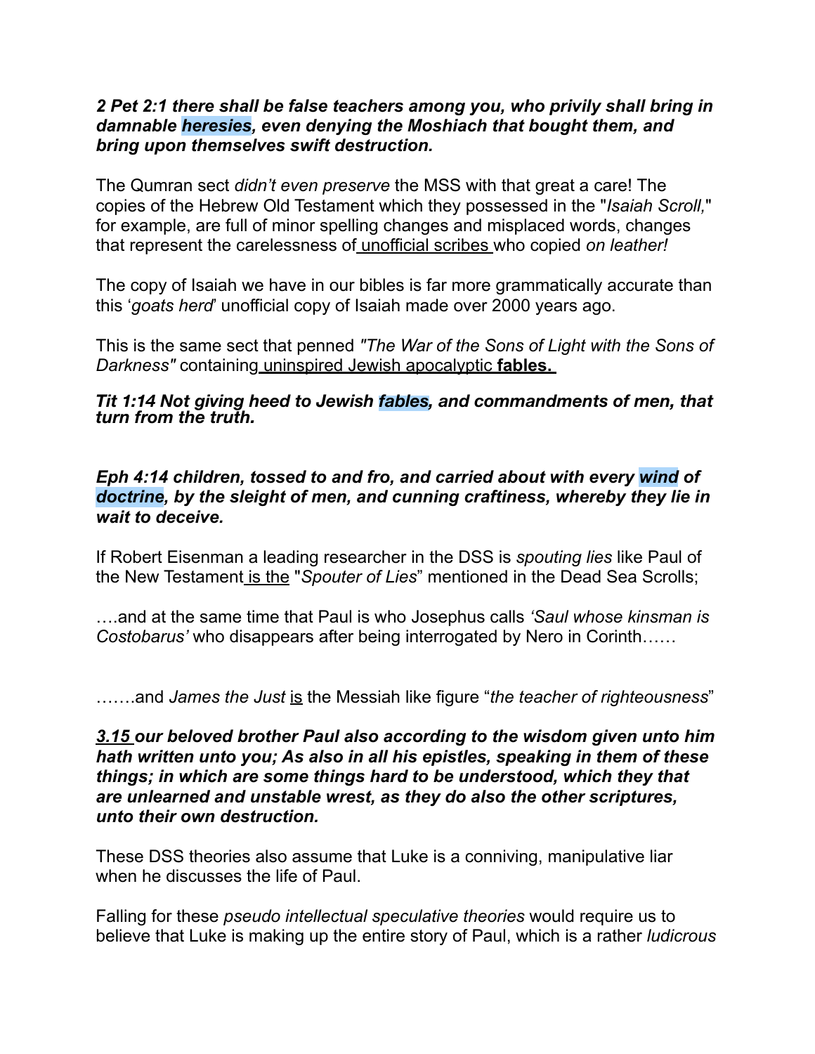***2 Pet 2:1 there shall be false teachers among you, who privily shall bring in damnable heresies, even denying the Moshiach that bought them, and bring upon themselves swift destruction.***

The Qumran sect *didn't even preserve* the MSS with that great a care! The copies of the Hebrew Old Testament which they possessed in the "*Isaiah Scroll,*" for example, are full of minor spelling changes and misplaced words, changes that represent the carelessness of unofficial scribes who copied *on leather!*

The copy of Isaiah we have in our bibles is far more grammatically accurate than this '*goats herd*' unofficial copy of Isaiah made over 2000 years ago.

This is the same sect that penned *"The War of the Sons of Light with the Sons of Darkness"* containing uninspired Jewish apocalyptic **fables.**

***Tit 1:14 Not giving heed to Jewish fables, and commandments of men, that turn from the truth.***

***Eph 4:14 children, tossed to and fro, and carried about with every wind of doctrine, by the sleight of men, and cunning craftiness, whereby they lie in wait to deceive.***

If Robert Eisenman a leading researcher in the DSS is *spouting lies* like Paul of the New Testament is the "*Spouter of Lies*" mentioned in the Dead Sea Scrolls;

….and at the same time that Paul is who Josephus calls *'Saul whose kinsman is Costobarus'* who disappears after being interrogated by Nero in Corinth……

…….and *James the Just* is the Messiah like figure "*the teacher of righteousness*"

***3.15 our beloved brother Paul also according to the wisdom given unto him hath written unto you; As also in all his epistles, speaking in them of these things; in which are some things hard to be understood, which they that are unlearned and unstable wrest, as they do also the other scriptures, unto their own destruction.***

These DSS theories also assume that Luke is a conniving, manipulative liar when he discusses the life of Paul.

Falling for these *pseudo intellectual speculative theories* would require us to believe that Luke is making up the entire story of Paul, which is a rather *ludicrous*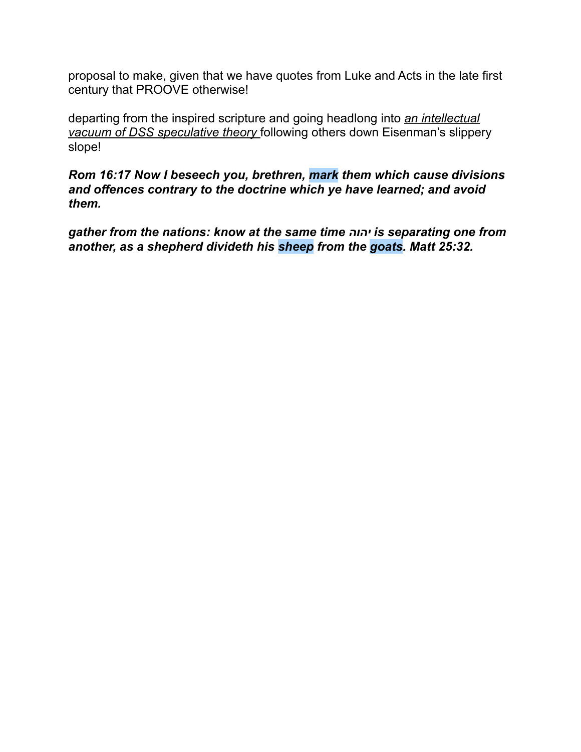proposal to make, given that we have quotes from Luke and Acts in the late first century that PROOVE otherwise!

departing from the inspired scripture and going headlong into _an intellectual vacuum of DSS speculative theory_ following others down Eisenman's slippery slope!

***Rom 16:17 Now I beseech you, brethren, mark them which cause divisions and offences contrary to the doctrine which ye have learned; and avoid them.***

***gather from the nations: know at the same time יהוה is separating one from another, as a shepherd divideth his sheep from the goats. Matt 25:32.***